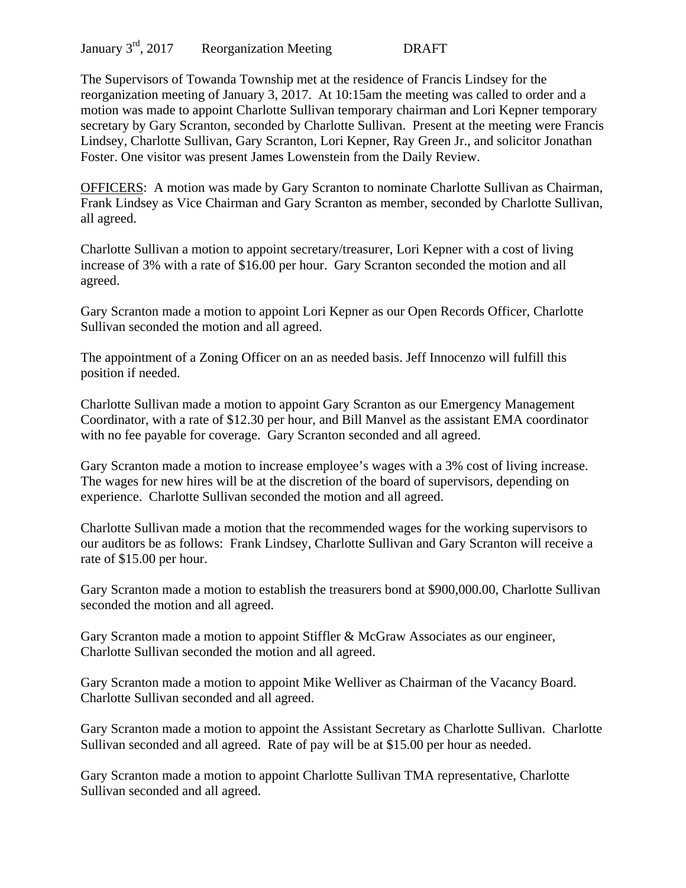January 3rd, 2017 Reorganization Meeting DRAFT

The Supervisors of Towanda Township met at the residence of Francis Lindsey for the reorganization meeting of January 3, 2017. At 10:15am the meeting was called to order and a motion was made to appoint Charlotte Sullivan temporary chairman and Lori Kepner temporary secretary by Gary Scranton, seconded by Charlotte Sullivan. Present at the meeting were Francis Lindsey, Charlotte Sullivan, Gary Scranton, Lori Kepner, Ray Green Jr., and solicitor Jonathan Foster. One visitor was present James Lowenstein from the Daily Review.

OFFICERS: A motion was made by Gary Scranton to nominate Charlotte Sullivan as Chairman, Frank Lindsey as Vice Chairman and Gary Scranton as member, seconded by Charlotte Sullivan, all agreed.

Charlotte Sullivan a motion to appoint secretary/treasurer, Lori Kepner with a cost of living increase of 3% with a rate of $16.00 per hour. Gary Scranton seconded the motion and all agreed.

Gary Scranton made a motion to appoint Lori Kepner as our Open Records Officer, Charlotte Sullivan seconded the motion and all agreed.

The appointment of a Zoning Officer on an as needed basis. Jeff Innocenzo will fulfill this position if needed.

Charlotte Sullivan made a motion to appoint Gary Scranton as our Emergency Management Coordinator, with a rate of $12.30 per hour, and Bill Manvel as the assistant EMA coordinator with no fee payable for coverage. Gary Scranton seconded and all agreed.

Gary Scranton made a motion to increase employee's wages with a 3% cost of living increase. The wages for new hires will be at the discretion of the board of supervisors, depending on experience. Charlotte Sullivan seconded the motion and all agreed.

Charlotte Sullivan made a motion that the recommended wages for the working supervisors to our auditors be as follows: Frank Lindsey, Charlotte Sullivan and Gary Scranton will receive a rate of $15.00 per hour.

Gary Scranton made a motion to establish the treasurers bond at $900,000.00, Charlotte Sullivan seconded the motion and all agreed.

Gary Scranton made a motion to appoint Stiffler & McGraw Associates as our engineer, Charlotte Sullivan seconded the motion and all agreed.

Gary Scranton made a motion to appoint Mike Welliver as Chairman of the Vacancy Board. Charlotte Sullivan seconded and all agreed.

Gary Scranton made a motion to appoint the Assistant Secretary as Charlotte Sullivan. Charlotte Sullivan seconded and all agreed. Rate of pay will be at $15.00 per hour as needed.

Gary Scranton made a motion to appoint Charlotte Sullivan TMA representative, Charlotte Sullivan seconded and all agreed.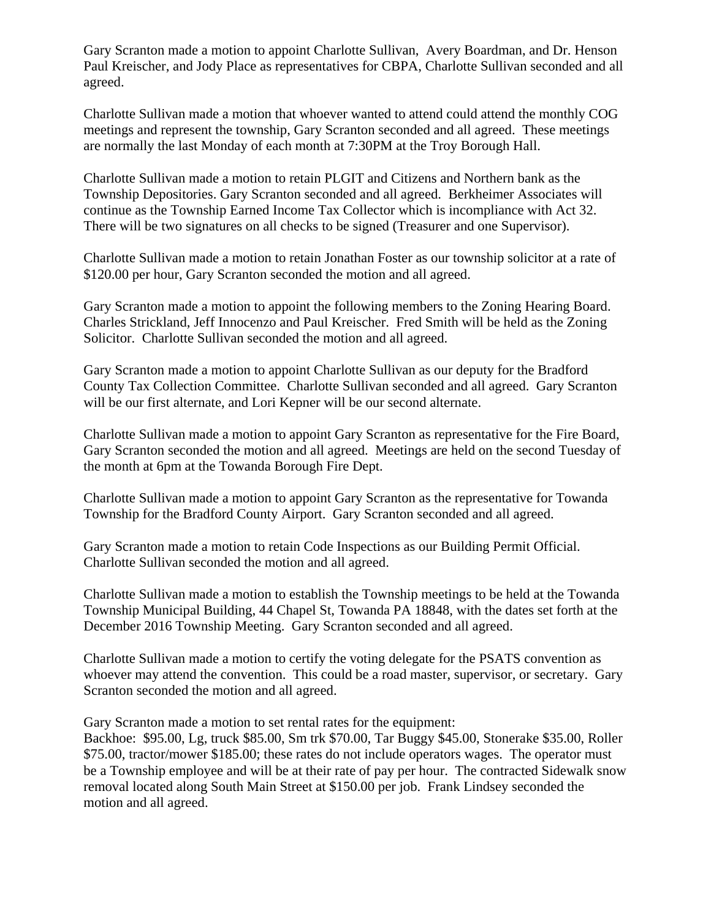Gary Scranton made a motion to appoint Charlotte Sullivan, Avery Boardman, and Dr. Henson Paul Kreischer, and Jody Place as representatives for CBPA, Charlotte Sullivan seconded and all agreed.

Charlotte Sullivan made a motion that whoever wanted to attend could attend the monthly COG meetings and represent the township, Gary Scranton seconded and all agreed. These meetings are normally the last Monday of each month at 7:30PM at the Troy Borough Hall.

Charlotte Sullivan made a motion to retain PLGIT and Citizens and Northern bank as the Township Depositories. Gary Scranton seconded and all agreed. Berkheimer Associates will continue as the Township Earned Income Tax Collector which is incompliance with Act 32. There will be two signatures on all checks to be signed (Treasurer and one Supervisor).

Charlotte Sullivan made a motion to retain Jonathan Foster as our township solicitor at a rate of $120.00 per hour, Gary Scranton seconded the motion and all agreed.

Gary Scranton made a motion to appoint the following members to the Zoning Hearing Board. Charles Strickland, Jeff Innocenzo and Paul Kreischer. Fred Smith will be held as the Zoning Solicitor. Charlotte Sullivan seconded the motion and all agreed.

Gary Scranton made a motion to appoint Charlotte Sullivan as our deputy for the Bradford County Tax Collection Committee. Charlotte Sullivan seconded and all agreed. Gary Scranton will be our first alternate, and Lori Kepner will be our second alternate.

Charlotte Sullivan made a motion to appoint Gary Scranton as representative for the Fire Board, Gary Scranton seconded the motion and all agreed. Meetings are held on the second Tuesday of the month at 6pm at the Towanda Borough Fire Dept.

Charlotte Sullivan made a motion to appoint Gary Scranton as the representative for Towanda Township for the Bradford County Airport. Gary Scranton seconded and all agreed.

Gary Scranton made a motion to retain Code Inspections as our Building Permit Official. Charlotte Sullivan seconded the motion and all agreed.

Charlotte Sullivan made a motion to establish the Township meetings to be held at the Towanda Township Municipal Building, 44 Chapel St, Towanda PA 18848, with the dates set forth at the December 2016 Township Meeting. Gary Scranton seconded and all agreed.

Charlotte Sullivan made a motion to certify the voting delegate for the PSATS convention as whoever may attend the convention. This could be a road master, supervisor, or secretary. Gary Scranton seconded the motion and all agreed.

Gary Scranton made a motion to set rental rates for the equipment:
Backhoe: $95.00, Lg, truck $85.00, Sm trk $70.00, Tar Buggy $45.00, Stonerake $35.00, Roller $75.00, tractor/mower $185.00; these rates do not include operators wages. The operator must be a Township employee and will be at their rate of pay per hour. The contracted Sidewalk snow removal located along South Main Street at $150.00 per job. Frank Lindsey seconded the motion and all agreed.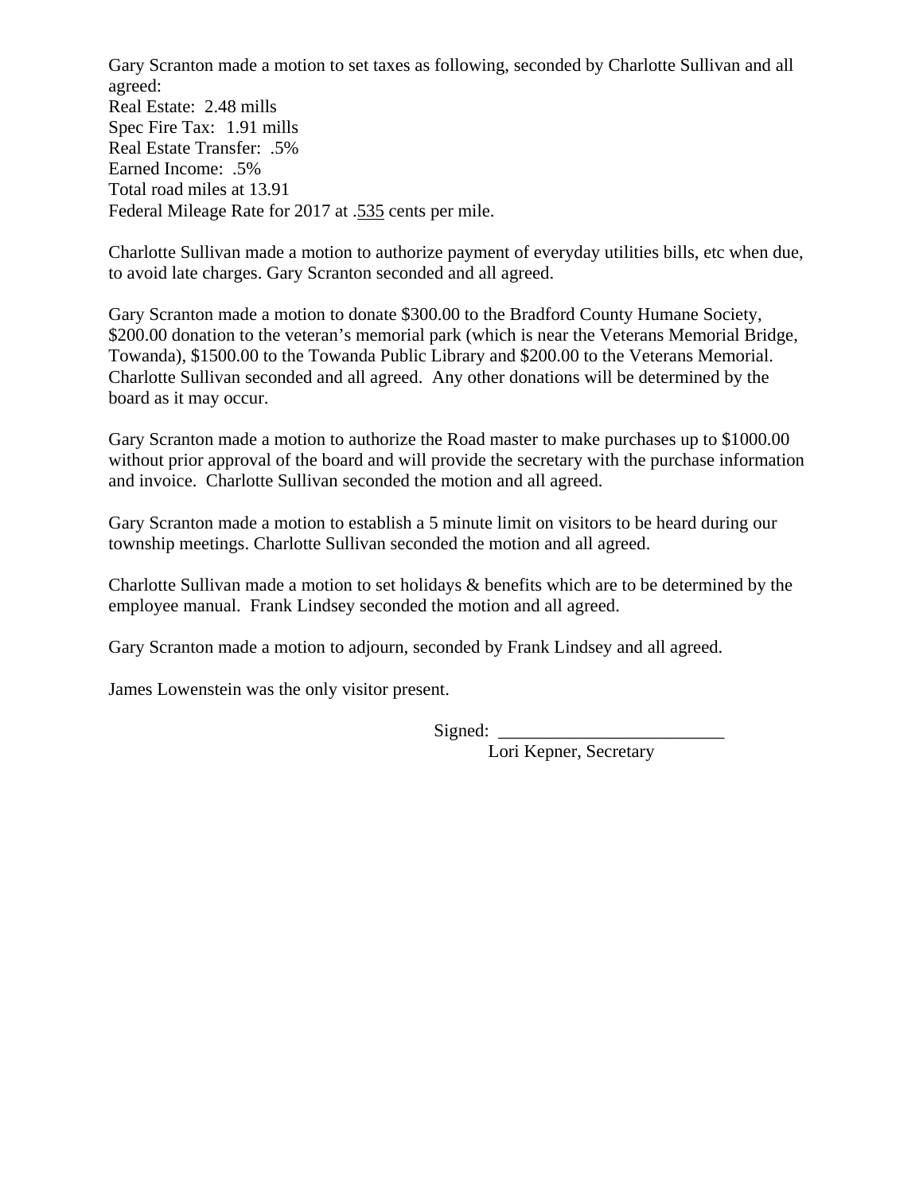Gary Scranton made a motion to set taxes as following, seconded by Charlotte Sullivan and all agreed:
Real Estate: 2.48 mills
Spec Fire Tax: 1.91 mills
Real Estate Transfer: .5%
Earned Income: .5%
Total road miles at 13.91
Federal Mileage Rate for 2017 at .535 cents per mile.

Charlotte Sullivan made a motion to authorize payment of everyday utilities bills, etc when due, to avoid late charges. Gary Scranton seconded and all agreed.

Gary Scranton made a motion to donate $300.00 to the Bradford County Humane Society, $200.00 donation to the veteran's memorial park (which is near the Veterans Memorial Bridge, Towanda), $1500.00 to the Towanda Public Library and $200.00 to the Veterans Memorial. Charlotte Sullivan seconded and all agreed. Any other donations will be determined by the board as it may occur.

Gary Scranton made a motion to authorize the Road master to make purchases up to $1000.00 without prior approval of the board and will provide the secretary with the purchase information and invoice. Charlotte Sullivan seconded the motion and all agreed.

Gary Scranton made a motion to establish a 5 minute limit on visitors to be heard during our township meetings. Charlotte Sullivan seconded the motion and all agreed.

Charlotte Sullivan made a motion to set holidays & benefits which are to be determined by the employee manual. Frank Lindsey seconded the motion and all agreed.

Gary Scranton made a motion to adjourn, seconded by Frank Lindsey and all agreed.

James Lowenstein was the only visitor present.

Signed: \_\_\_\_\_\_\_\_\_\_\_\_\_\_\_\_\_\_\_\_\_\_\_\_\_
Lori Kepner, Secretary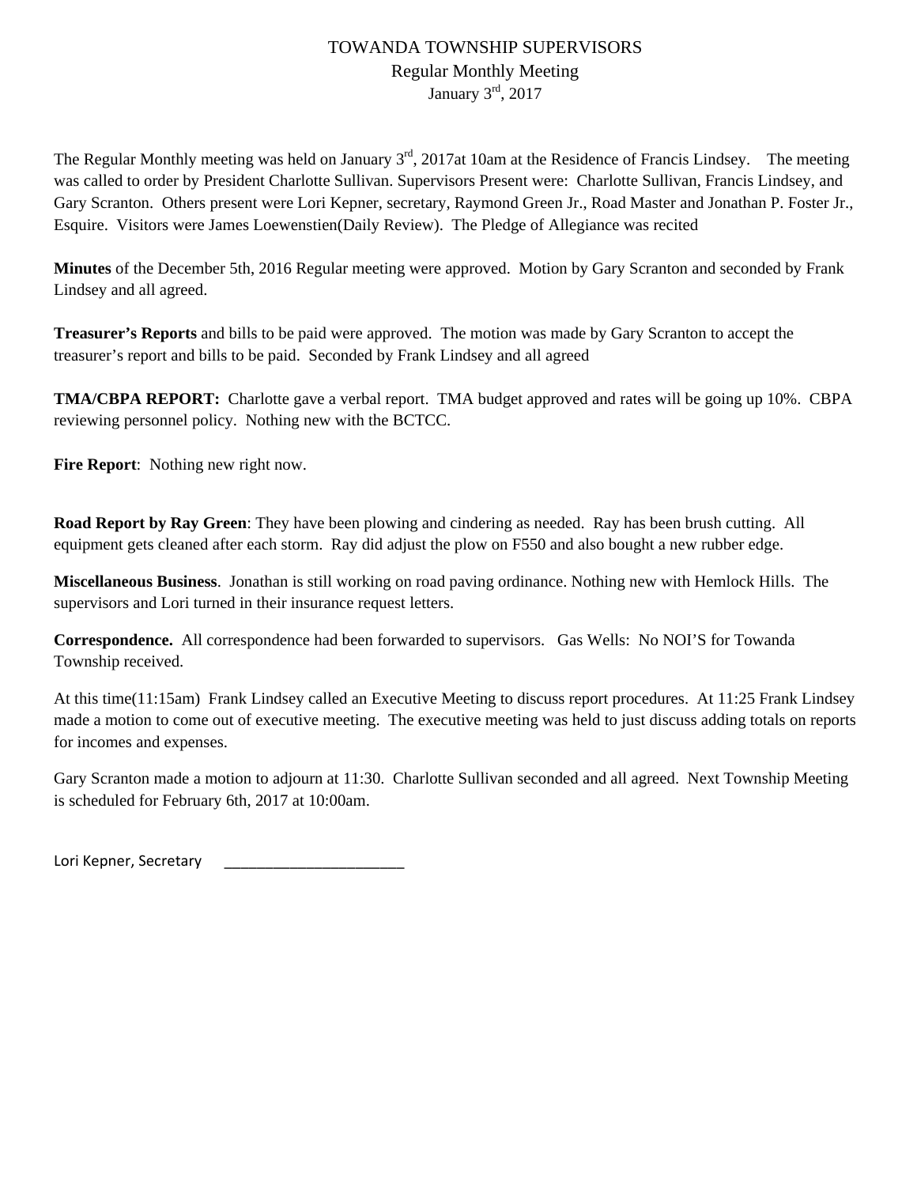TOWANDA TOWNSHIP SUPERVISORS
Regular Monthly Meeting
January 3rd, 2017

The Regular Monthly meeting was held on January 3rd, 2017at 10am at the Residence of Francis Lindsey. The meeting was called to order by President Charlotte Sullivan. Supervisors Present were: Charlotte Sullivan, Francis Lindsey, and Gary Scranton. Others present were Lori Kepner, secretary, Raymond Green Jr., Road Master and Jonathan P. Foster Jr., Esquire. Visitors were James Loewenstien(Daily Review). The Pledge of Allegiance was recited

**Minutes** of the December 5th, 2016 Regular meeting were approved. Motion by Gary Scranton and seconded by Frank Lindsey and all agreed.

**Treasurer's Reports** and bills to be paid were approved. The motion was made by Gary Scranton to accept the treasurer's report and bills to be paid. Seconded by Frank Lindsey and all agreed

**TMA/CBPA REPORT:** Charlotte gave a verbal report. TMA budget approved and rates will be going up 10%. CBPA reviewing personnel policy. Nothing new with the BCTCC.

**Fire Report**: Nothing new right now.

**Road Report by Ray Green**: They have been plowing and cindering as needed. Ray has been brush cutting. All equipment gets cleaned after each storm. Ray did adjust the plow on F550 and also bought a new rubber edge.

**Miscellaneous Business**. Jonathan is still working on road paving ordinance. Nothing new with Hemlock Hills. The supervisors and Lori turned in their insurance request letters.

**Correspondence.** All correspondence had been forwarded to supervisors. Gas Wells: No NOI'S for Towanda Township received.

At this time(11:15am) Frank Lindsey called an Executive Meeting to discuss report procedures. At 11:25 Frank Lindsey made a motion to come out of executive meeting. The executive meeting was held to just discuss adding totals on reports for incomes and expenses.

Gary Scranton made a motion to adjourn at 11:30. Charlotte Sullivan seconded and all agreed. Next Township Meeting is scheduled for February 6th, 2017 at 10:00am.

Lori Kepner, Secretary ______________________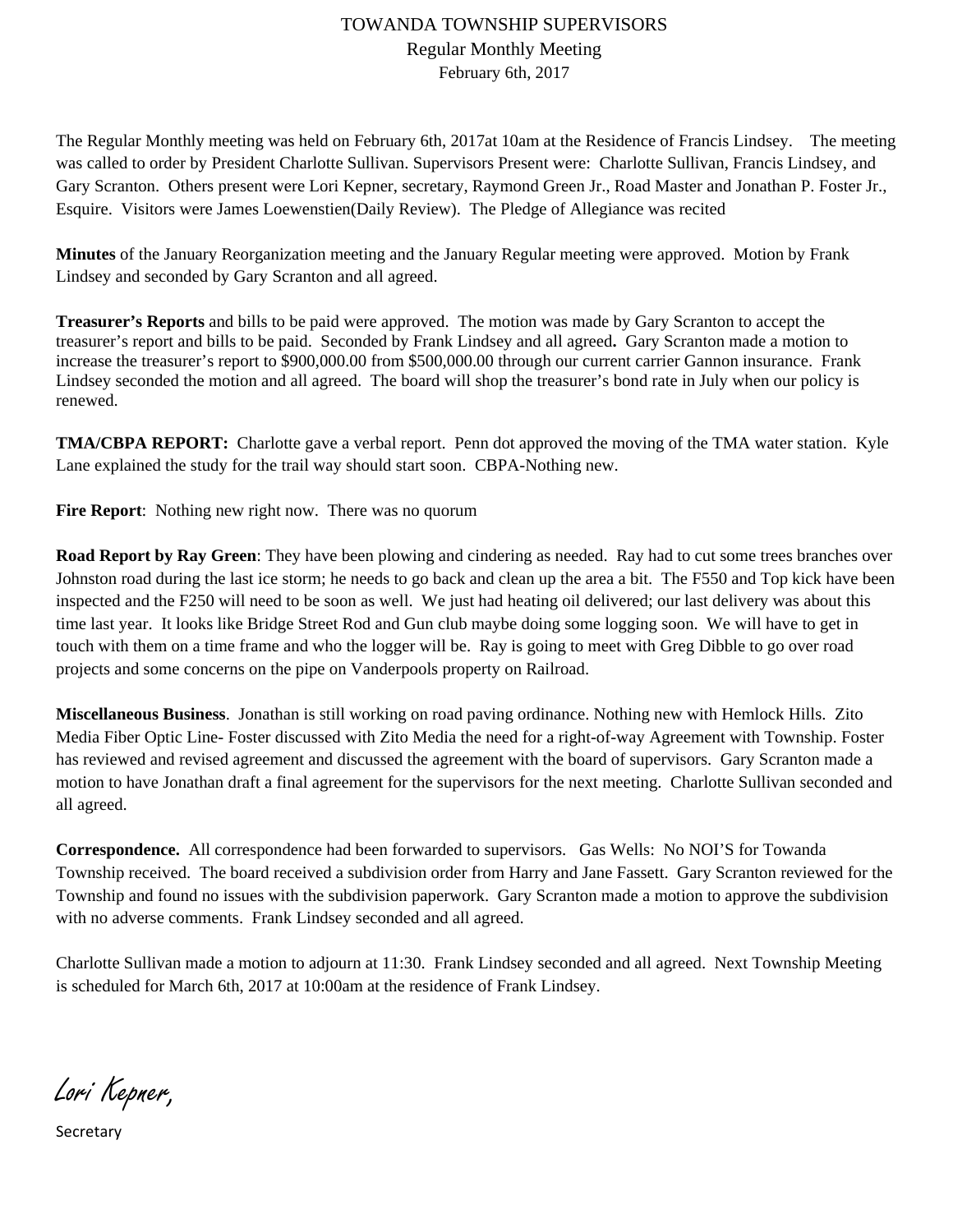# TOWANDA TOWNSHIP SUPERVISORS

## Regular Monthly Meeting

February 6th, 2017

The Regular Monthly meeting was held on February 6th, 2017at 10am at the Residence of Francis Lindsey. The meeting was called to order by President Charlotte Sullivan. Supervisors Present were: Charlotte Sullivan, Francis Lindsey, and Gary Scranton. Others present were Lori Kepner, secretary, Raymond Green Jr., Road Master and Jonathan P. Foster Jr., Esquire. Visitors were James Loewenstien(Daily Review). The Pledge of Allegiance was recited

**Minutes** of the January Reorganization meeting and the January Regular meeting were approved. Motion by Frank Lindsey and seconded by Gary Scranton and all agreed.

**Treasurer's Reports** and bills to be paid were approved. The motion was made by Gary Scranton to accept the treasurer's report and bills to be paid. Seconded by Frank Lindsey and all agreed**.** Gary Scranton made a motion to increase the treasurer's report to $900,000.00 from $500,000.00 through our current carrier Gannon insurance. Frank Lindsey seconded the motion and all agreed. The board will shop the treasurer's bond rate in July when our policy is renewed.

**TMA/CBPA REPORT:** Charlotte gave a verbal report. Penn dot approved the moving of the TMA water station. Kyle Lane explained the study for the trail way should start soon. CBPA-Nothing new.

**Fire Report**: Nothing new right now. There was no quorum

**Road Report by Ray Green**: They have been plowing and cindering as needed. Ray had to cut some trees branches over Johnston road during the last ice storm; he needs to go back and clean up the area a bit. The F550 and Top kick have been inspected and the F250 will need to be soon as well. We just had heating oil delivered; our last delivery was about this time last year. It looks like Bridge Street Rod and Gun club maybe doing some logging soon. We will have to get in touch with them on a time frame and who the logger will be. Ray is going to meet with Greg Dibble to go over road projects and some concerns on the pipe on Vanderpools property on Railroad.

**Miscellaneous Business**. Jonathan is still working on road paving ordinance. Nothing new with Hemlock Hills. Zito Media Fiber Optic Line- Foster discussed with Zito Media the need for a right-of-way Agreement with Township. Foster has reviewed and revised agreement and discussed the agreement with the board of supervisors. Gary Scranton made a motion to have Jonathan draft a final agreement for the supervisors for the next meeting. Charlotte Sullivan seconded and all agreed.

**Correspondence.** All correspondence had been forwarded to supervisors. Gas Wells: No NOI'S for Towanda Township received. The board received a subdivision order from Harry and Jane Fassett. Gary Scranton reviewed for the Township and found no issues with the subdivision paperwork. Gary Scranton made a motion to approve the subdivision with no adverse comments. Frank Lindsey seconded and all agreed.

Charlotte Sullivan made a motion to adjourn at 11:30. Frank Lindsey seconded and all agreed. Next Township Meeting is scheduled for March 6th, 2017 at 10:00am at the residence of Frank Lindsey.

Lori Kepner,

Secretary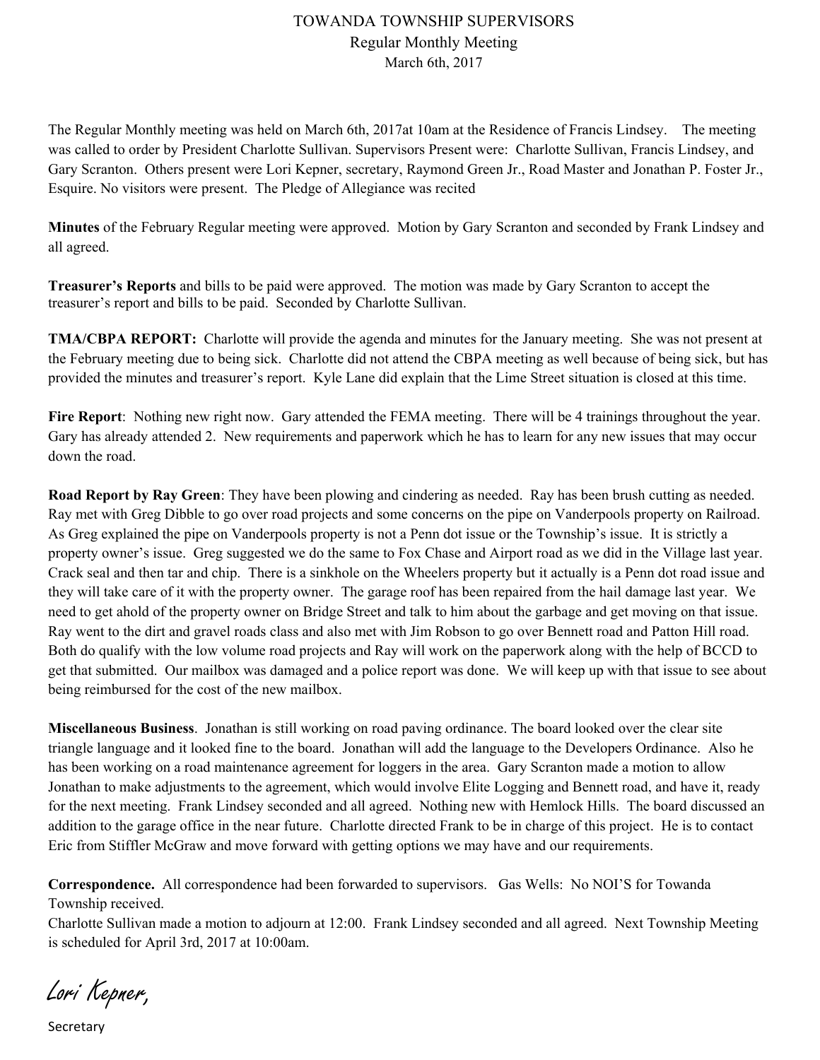# TOWANDA TOWNSHIP SUPERVISORS

## Regular Monthly Meeting

March 6th, 2017

The Regular Monthly meeting was held on March 6th, 2017at 10am at the Residence of Francis Lindsey. The meeting was called to order by President Charlotte Sullivan. Supervisors Present were: Charlotte Sullivan, Francis Lindsey, and Gary Scranton. Others present were Lori Kepner, secretary, Raymond Green Jr., Road Master and Jonathan P. Foster Jr., Esquire. No visitors were present. The Pledge of Allegiance was recited

**Minutes** of the February Regular meeting were approved. Motion by Gary Scranton and seconded by Frank Lindsey and all agreed.

**Treasurer's Reports** and bills to be paid were approved. The motion was made by Gary Scranton to accept the treasurer's report and bills to be paid. Seconded by Charlotte Sullivan.

**TMA/CBPA REPORT:** Charlotte will provide the agenda and minutes for the January meeting. She was not present at the February meeting due to being sick. Charlotte did not attend the CBPA meeting as well because of being sick, but has provided the minutes and treasurer's report. Kyle Lane did explain that the Lime Street situation is closed at this time.

**Fire Report**: Nothing new right now. Gary attended the FEMA meeting. There will be 4 trainings throughout the year. Gary has already attended 2. New requirements and paperwork which he has to learn for any new issues that may occur down the road.

**Road Report by Ray Green**: They have been plowing and cindering as needed. Ray has been brush cutting as needed. Ray met with Greg Dibble to go over road projects and some concerns on the pipe on Vanderpools property on Railroad. As Greg explained the pipe on Vanderpools property is not a Penn dot issue or the Township's issue. It is strictly a property owner's issue. Greg suggested we do the same to Fox Chase and Airport road as we did in the Village last year. Crack seal and then tar and chip. There is a sinkhole on the Wheelers property but it actually is a Penn dot road issue and they will take care of it with the property owner. The garage roof has been repaired from the hail damage last year. We need to get ahold of the property owner on Bridge Street and talk to him about the garbage and get moving on that issue. Ray went to the dirt and gravel roads class and also met with Jim Robson to go over Bennett road and Patton Hill road. Both do qualify with the low volume road projects and Ray will work on the paperwork along with the help of BCCD to get that submitted. Our mailbox was damaged and a police report was done. We will keep up with that issue to see about being reimbursed for the cost of the new mailbox.

**Miscellaneous Business**. Jonathan is still working on road paving ordinance. The board looked over the clear site triangle language and it looked fine to the board. Jonathan will add the language to the Developers Ordinance. Also he has been working on a road maintenance agreement for loggers in the area. Gary Scranton made a motion to allow Jonathan to make adjustments to the agreement, which would involve Elite Logging and Bennett road, and have it, ready for the next meeting. Frank Lindsey seconded and all agreed. Nothing new with Hemlock Hills. The board discussed an addition to the garage office in the near future. Charlotte directed Frank to be in charge of this project. He is to contact Eric from Stiffler McGraw and move forward with getting options we may have and our requirements.

**Correspondence.** All correspondence had been forwarded to supervisors. Gas Wells: No NOI'S for Towanda Township received.

Charlotte Sullivan made a motion to adjourn at 12:00. Frank Lindsey seconded and all agreed. Next Township Meeting is scheduled for April 3rd, 2017 at 10:00am.

*Lori Kepner,*

Secretary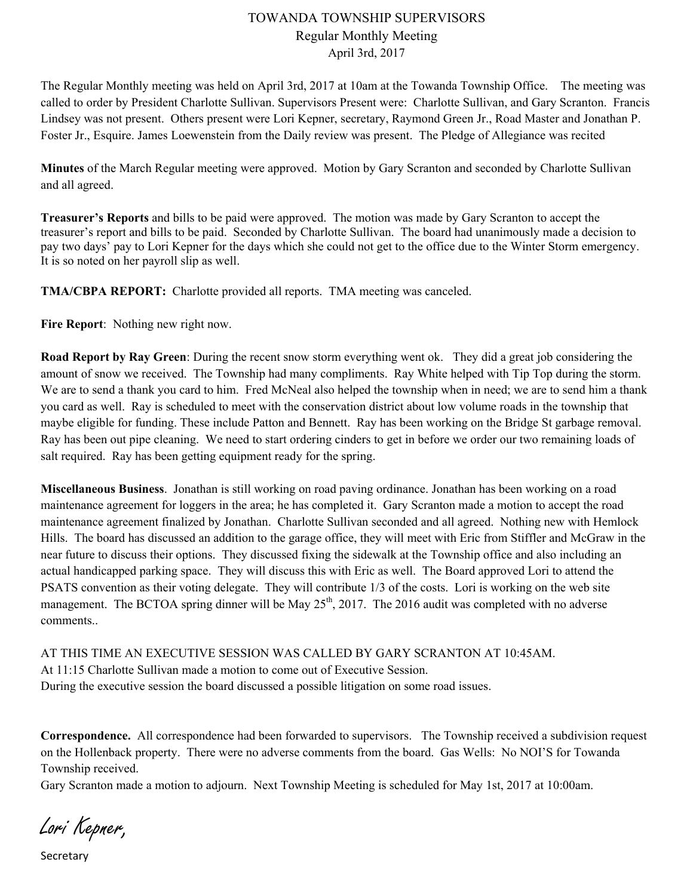# TOWANDA TOWNSHIP SUPERVISORS
## Regular Monthly Meeting
### April 3rd, 2017

The Regular Monthly meeting was held on April 3rd, 2017 at 10am at the Towanda Township Office. The meeting was called to order by President Charlotte Sullivan. Supervisors Present were: Charlotte Sullivan, and Gary Scranton. Francis Lindsey was not present. Others present were Lori Kepner, secretary, Raymond Green Jr., Road Master and Jonathan P. Foster Jr., Esquire. James Loewenstein from the Daily review was present. The Pledge of Allegiance was recited

**Minutes** of the March Regular meeting were approved. Motion by Gary Scranton and seconded by Charlotte Sullivan and all agreed.

**Treasurer's Reports** and bills to be paid were approved. The motion was made by Gary Scranton to accept the treasurer's report and bills to be paid. Seconded by Charlotte Sullivan. The board had unanimously made a decision to pay two days' pay to Lori Kepner for the days which she could not get to the office due to the Winter Storm emergency. It is so noted on her payroll slip as well.

**TMA/CBPA REPORT:** Charlotte provided all reports. TMA meeting was canceled.

**Fire Report**: Nothing new right now.

**Road Report by Ray Green**: During the recent snow storm everything went ok. They did a great job considering the amount of snow we received. The Township had many compliments. Ray White helped with Tip Top during the storm. We are to send a thank you card to him. Fred McNeal also helped the township when in need; we are to send him a thank you card as well. Ray is scheduled to meet with the conservation district about low volume roads in the township that maybe eligible for funding. These include Patton and Bennett. Ray has been working on the Bridge St garbage removal. Ray has been out pipe cleaning. We need to start ordering cinders to get in before we order our two remaining loads of salt required. Ray has been getting equipment ready for the spring.

**Miscellaneous Business**. Jonathan is still working on road paving ordinance. Jonathan has been working on a road maintenance agreement for loggers in the area; he has completed it. Gary Scranton made a motion to accept the road maintenance agreement finalized by Jonathan. Charlotte Sullivan seconded and all agreed. Nothing new with Hemlock Hills. The board has discussed an addition to the garage office, they will meet with Eric from Stiffler and McGraw in the near future to discuss their options. They discussed fixing the sidewalk at the Township office and also including an actual handicapped parking space. They will discuss this with Eric as well. The Board approved Lori to attend the PSATS convention as their voting delegate. They will contribute 1/3 of the costs. Lori is working on the web site management. The BCTOA spring dinner will be May 25th, 2017. The 2016 audit was completed with no adverse comments..

AT THIS TIME AN EXECUTIVE SESSION WAS CALLED BY GARY SCRANTON AT 10:45AM.
At 11:15 Charlotte Sullivan made a motion to come out of Executive Session.
During the executive session the board discussed a possible litigation on some road issues.

**Correspondence.** All correspondence had been forwarded to supervisors. The Township received a subdivision request on the Hollenback property. There were no adverse comments from the board. Gas Wells: No NOI'S for Towanda Township received.
Gary Scranton made a motion to adjourn. Next Township Meeting is scheduled for May 1st, 2017 at 10:00am.

*Lori Kepner,*

Secretary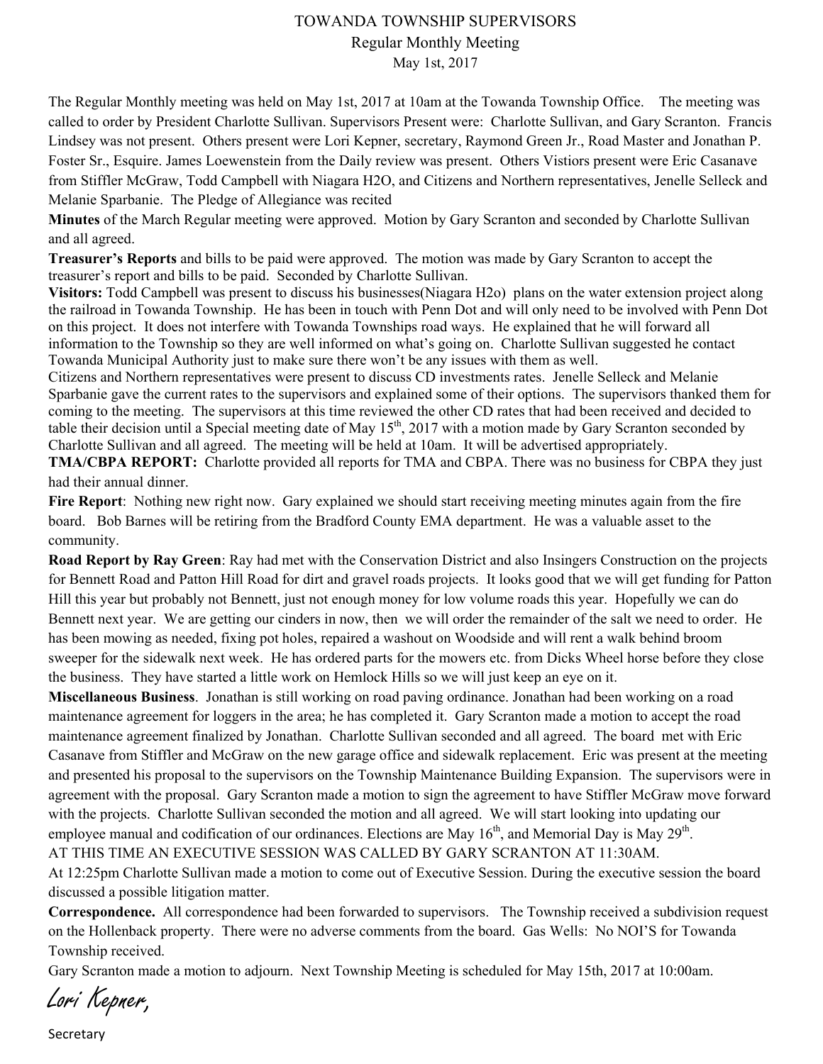# TOWANDA TOWNSHIP SUPERVISORS

## Regular Monthly Meeting

May 1st, 2017

The Regular Monthly meeting was held on May 1st, 2017 at 10am at the Towanda Township Office. The meeting was called to order by President Charlotte Sullivan. Supervisors Present were: Charlotte Sullivan, and Gary Scranton. Francis Lindsey was not present. Others present were Lori Kepner, secretary, Raymond Green Jr., Road Master and Jonathan P. Foster Sr., Esquire. James Loewenstein from the Daily review was present. Others Vistiors present were Eric Casanave from Stiffler McGraw, Todd Campbell with Niagara H2O, and Citizens and Northern representatives, Jenelle Selleck and Melanie Sparbanie. The Pledge of Allegiance was recited

**Minutes** of the March Regular meeting were approved. Motion by Gary Scranton and seconded by Charlotte Sullivan and all agreed.

**Treasurer's Reports** and bills to be paid were approved. The motion was made by Gary Scranton to accept the treasurer's report and bills to be paid. Seconded by Charlotte Sullivan.

**Visitors:** Todd Campbell was present to discuss his businesses(Niagara H2o) plans on the water extension project along the railroad in Towanda Township. He has been in touch with Penn Dot and will only need to be involved with Penn Dot on this project. It does not interfere with Towanda Townships road ways. He explained that he will forward all information to the Township so they are well informed on what's going on. Charlotte Sullivan suggested he contact Towanda Municipal Authority just to make sure there won't be any issues with them as well.

Citizens and Northern representatives were present to discuss CD investments rates. Jenelle Selleck and Melanie Sparbanie gave the current rates to the supervisors and explained some of their options. The supervisors thanked them for coming to the meeting. The supervisors at this time reviewed the other CD rates that had been received and decided to table their decision until a Special meeting date of May 15th, 2017 with a motion made by Gary Scranton seconded by Charlotte Sullivan and all agreed. The meeting will be held at 10am. It will be advertised appropriately.

**TMA/CBPA REPORT:** Charlotte provided all reports for TMA and CBPA. There was no business for CBPA they just had their annual dinner.

**Fire Report**: Nothing new right now. Gary explained we should start receiving meeting minutes again from the fire board. Bob Barnes will be retiring from the Bradford County EMA department. He was a valuable asset to the community.

**Road Report by Ray Green**: Ray had met with the Conservation District and also Insingers Construction on the projects for Bennett Road and Patton Hill Road for dirt and gravel roads projects. It looks good that we will get funding for Patton Hill this year but probably not Bennett, just not enough money for low volume roads this year. Hopefully we can do Bennett next year. We are getting our cinders in now, then we will order the remainder of the salt we need to order. He has been mowing as needed, fixing pot holes, repaired a washout on Woodside and will rent a walk behind broom sweeper for the sidewalk next week. He has ordered parts for the mowers etc. from Dicks Wheel horse before they close the business. They have started a little work on Hemlock Hills so we will just keep an eye on it.

**Miscellaneous Business**. Jonathan is still working on road paving ordinance. Jonathan had been working on a road maintenance agreement for loggers in the area; he has completed it. Gary Scranton made a motion to accept the road maintenance agreement finalized by Jonathan. Charlotte Sullivan seconded and all agreed. The board met with Eric Casanave from Stiffler and McGraw on the new garage office and sidewalk replacement. Eric was present at the meeting and presented his proposal to the supervisors on the Township Maintenance Building Expansion. The supervisors were in agreement with the proposal. Gary Scranton made a motion to sign the agreement to have Stiffler McGraw move forward with the projects. Charlotte Sullivan seconded the motion and all agreed. We will start looking into updating our employee manual and codification of our ordinances. Elections are May 16th, and Memorial Day is May 29th.

AT THIS TIME AN EXECUTIVE SESSION WAS CALLED BY GARY SCRANTON AT 11:30AM.

At 12:25pm Charlotte Sullivan made a motion to come out of Executive Session. During the executive session the board discussed a possible litigation matter.

**Correspondence.** All correspondence had been forwarded to supervisors. The Township received a subdivision request on the Hollenback property. There were no adverse comments from the board. Gas Wells: No NOI'S for Towanda Township received.

Gary Scranton made a motion to adjourn. Next Township Meeting is scheduled for May 15th, 2017 at 10:00am.

*Lori Kepner,*

Secretary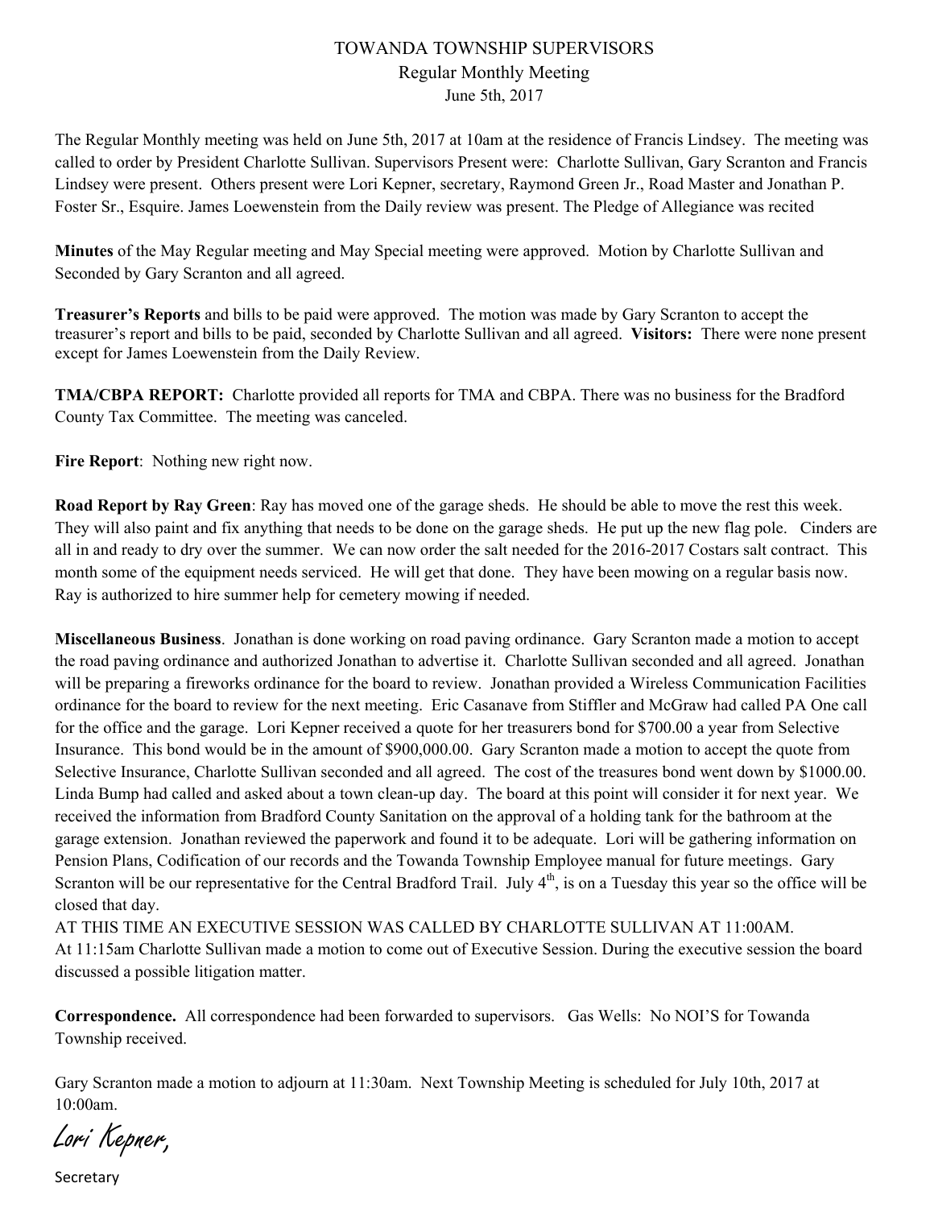# TOWANDA TOWNSHIP SUPERVISORS
## Regular Monthly Meeting
### June 5th, 2017

The Regular Monthly meeting was held on June 5th, 2017 at 10am at the residence of Francis Lindsey. The meeting was called to order by President Charlotte Sullivan. Supervisors Present were: Charlotte Sullivan, Gary Scranton and Francis Lindsey were present. Others present were Lori Kepner, secretary, Raymond Green Jr., Road Master and Jonathan P. Foster Sr., Esquire. James Loewenstein from the Daily review was present. The Pledge of Allegiance was recited

**Minutes** of the May Regular meeting and May Special meeting were approved. Motion by Charlotte Sullivan and Seconded by Gary Scranton and all agreed.

**Treasurer's Reports** and bills to be paid were approved. The motion was made by Gary Scranton to accept the treasurer's report and bills to be paid, seconded by Charlotte Sullivan and all agreed. **Visitors:** There were none present except for James Loewenstein from the Daily Review.

**TMA/CBPA REPORT:** Charlotte provided all reports for TMA and CBPA. There was no business for the Bradford County Tax Committee. The meeting was canceled.

**Fire Report**: Nothing new right now.

**Road Report by Ray Green**: Ray has moved one of the garage sheds. He should be able to move the rest this week. They will also paint and fix anything that needs to be done on the garage sheds. He put up the new flag pole. Cinders are all in and ready to dry over the summer. We can now order the salt needed for the 2016-2017 Costars salt contract. This month some of the equipment needs serviced. He will get that done. They have been mowing on a regular basis now. Ray is authorized to hire summer help for cemetery mowing if needed.

**Miscellaneous Business**. Jonathan is done working on road paving ordinance. Gary Scranton made a motion to accept the road paving ordinance and authorized Jonathan to advertise it. Charlotte Sullivan seconded and all agreed. Jonathan will be preparing a fireworks ordinance for the board to review. Jonathan provided a Wireless Communication Facilities ordinance for the board to review for the next meeting. Eric Casanave from Stiffler and McGraw had called PA One call for the office and the garage. Lori Kepner received a quote for her treasurers bond for $700.00 a year from Selective Insurance. This bond would be in the amount of $900,000.00. Gary Scranton made a motion to accept the quote from Selective Insurance, Charlotte Sullivan seconded and all agreed. The cost of the treasures bond went down by $1000.00. Linda Bump had called and asked about a town clean-up day. The board at this point will consider it for next year. We received the information from Bradford County Sanitation on the approval of a holding tank for the bathroom at the garage extension. Jonathan reviewed the paperwork and found it to be adequate. Lori will be gathering information on Pension Plans, Codification of our records and the Towanda Township Employee manual for future meetings. Gary Scranton will be our representative for the Central Bradford Trail. July 4th, is on a Tuesday this year so the office will be closed that day.

AT THIS TIME AN EXECUTIVE SESSION WAS CALLED BY CHARLOTTE SULLIVAN AT 11:00AM.
At 11:15am Charlotte Sullivan made a motion to come out of Executive Session. During the executive session the board discussed a possible litigation matter.

**Correspondence.** All correspondence had been forwarded to supervisors. Gas Wells: No NOI'S for Towanda Township received.

Gary Scranton made a motion to adjourn at 11:30am. Next Township Meeting is scheduled for July 10th, 2017 at 10:00am.

*Lori Kepner,*

Secretary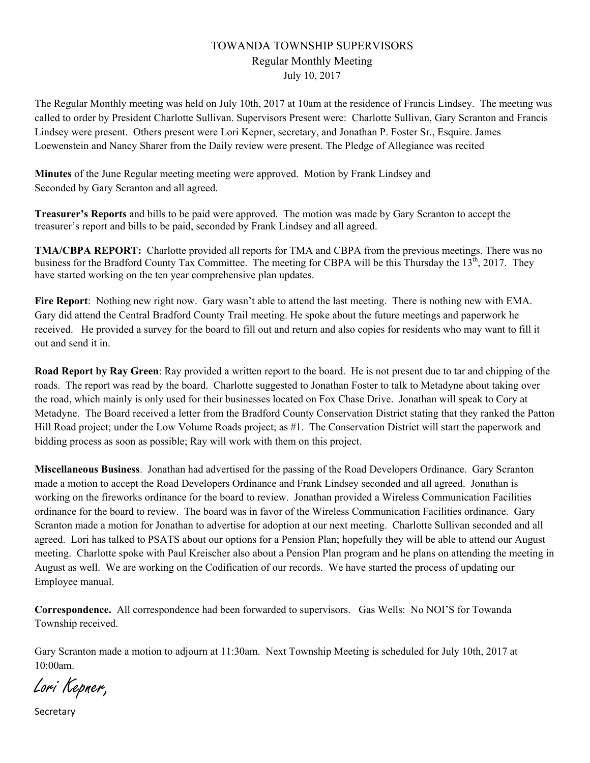# TOWANDA TOWNSHIP SUPERVISORS

## Regular Monthly Meeting

July 10, 2017

The Regular Monthly meeting was held on July 10th, 2017 at 10am at the residence of Francis Lindsey. The meeting was called to order by President Charlotte Sullivan. Supervisors Present were: Charlotte Sullivan, Gary Scranton and Francis Lindsey were present. Others present were Lori Kepner, secretary, and Jonathan P. Foster Sr., Esquire. James Loewenstein and Nancy Sharer from the Daily review were present. The Pledge of Allegiance was recited

**Minutes** of the June Regular meeting meeting were approved. Motion by Frank Lindsey and Seconded by Gary Scranton and all agreed.

**Treasurer's Reports** and bills to be paid were approved. The motion was made by Gary Scranton to accept the treasurer's report and bills to be paid, seconded by Frank Lindsey and all agreed.

**TMA/CBPA REPORT:** Charlotte provided all reports for TMA and CBPA from the previous meetings. There was no business for the Bradford County Tax Committee. The meeting for CBPA will be this Thursday the 13th, 2017. They have started working on the ten year comprehensive plan updates.

**Fire Report**: Nothing new right now. Gary wasn't able to attend the last meeting. There is nothing new with EMA. Gary did attend the Central Bradford County Trail meeting. He spoke about the future meetings and paperwork he received. He provided a survey for the board to fill out and return and also copies for residents who may want to fill it out and send it in.

**Road Report by Ray Green**: Ray provided a written report to the board. He is not present due to tar and chipping of the roads. The report was read by the board. Charlotte suggested to Jonathan Foster to talk to Metadyne about taking over the road, which mainly is only used for their businesses located on Fox Chase Drive. Jonathan will speak to Cory at Metadyne. The Board received a letter from the Bradford County Conservation District stating that they ranked the Patton Hill Road project; under the Low Volume Roads project; as #1. The Conservation District will start the paperwork and bidding process as soon as possible; Ray will work with them on this project.

**Miscellaneous Business**. Jonathan had advertised for the passing of the Road Developers Ordinance. Gary Scranton made a motion to accept the Road Developers Ordinance and Frank Lindsey seconded and all agreed. Jonathan is working on the fireworks ordinance for the board to review. Jonathan provided a Wireless Communication Facilities ordinance for the board to review. The board was in favor of the Wireless Communication Facilities ordinance. Gary Scranton made a motion for Jonathan to advertise for adoption at our next meeting. Charlotte Sullivan seconded and all agreed. Lori has talked to PSATS about our options for a Pension Plan; hopefully they will be able to attend our August meeting. Charlotte spoke with Paul Kreischer also about a Pension Plan program and he plans on attending the meeting in August as well. We are working on the Codification of our records. We have started the process of updating our Employee manual.

**Correspondence.** All correspondence had been forwarded to supervisors. Gas Wells: No NOI'S for Towanda Township received.

Gary Scranton made a motion to adjourn at 11:30am. Next Township Meeting is scheduled for July 10th, 2017 at 10:00am.

*Lori Kepner,*

Secretary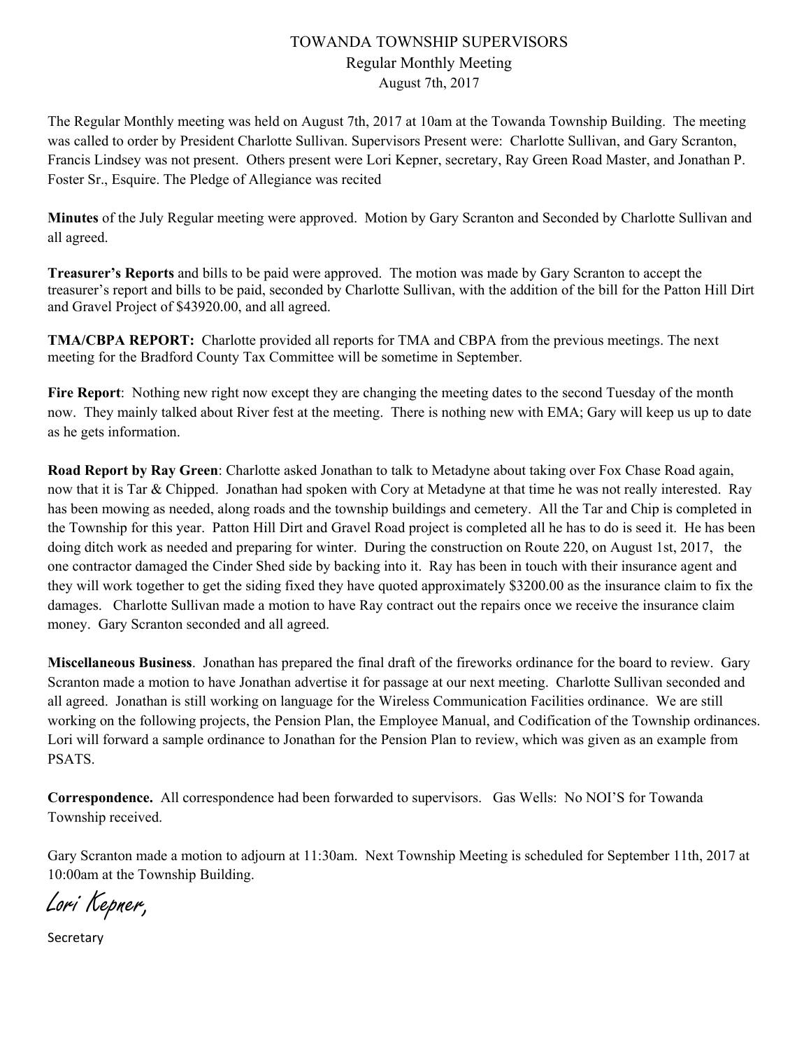# TOWANDA TOWNSHIP SUPERVISORS

## Regular Monthly Meeting

### August 7th, 2017

The Regular Monthly meeting was held on August 7th, 2017 at 10am at the Towanda Township Building. The meeting was called to order by President Charlotte Sullivan. Supervisors Present were: Charlotte Sullivan, and Gary Scranton, Francis Lindsey was not present. Others present were Lori Kepner, secretary, Ray Green Road Master, and Jonathan P. Foster Sr., Esquire. The Pledge of Allegiance was recited

**Minutes** of the July Regular meeting were approved. Motion by Gary Scranton and Seconded by Charlotte Sullivan and all agreed.

**Treasurer's Reports** and bills to be paid were approved. The motion was made by Gary Scranton to accept the treasurer's report and bills to be paid, seconded by Charlotte Sullivan, with the addition of the bill for the Patton Hill Dirt and Gravel Project of $43920.00, and all agreed.

**TMA/CBPA REPORT:** Charlotte provided all reports for TMA and CBPA from the previous meetings. The next meeting for the Bradford County Tax Committee will be sometime in September.

**Fire Report**: Nothing new right now except they are changing the meeting dates to the second Tuesday of the month now. They mainly talked about River fest at the meeting. There is nothing new with EMA; Gary will keep us up to date as he gets information.

**Road Report by Ray Green**: Charlotte asked Jonathan to talk to Metadyne about taking over Fox Chase Road again, now that it is Tar & Chipped. Jonathan had spoken with Cory at Metadyne at that time he was not really interested. Ray has been mowing as needed, along roads and the township buildings and cemetery. All the Tar and Chip is completed in the Township for this year. Patton Hill Dirt and Gravel Road project is completed all he has to do is seed it. He has been doing ditch work as needed and preparing for winter. During the construction on Route 220, on August 1st, 2017, the one contractor damaged the Cinder Shed side by backing into it. Ray has been in touch with their insurance agent and they will work together to get the siding fixed they have quoted approximately $3200.00 as the insurance claim to fix the damages. Charlotte Sullivan made a motion to have Ray contract out the repairs once we receive the insurance claim money. Gary Scranton seconded and all agreed.

**Miscellaneous Business**. Jonathan has prepared the final draft of the fireworks ordinance for the board to review. Gary Scranton made a motion to have Jonathan advertise it for passage at our next meeting. Charlotte Sullivan seconded and all agreed. Jonathan is still working on language for the Wireless Communication Facilities ordinance. We are still working on the following projects, the Pension Plan, the Employee Manual, and Codification of the Township ordinances. Lori will forward a sample ordinance to Jonathan for the Pension Plan to review, which was given as an example from PSATS.

**Correspondence.** All correspondence had been forwarded to supervisors. Gas Wells: No NOI'S for Towanda Township received.

Gary Scranton made a motion to adjourn at 11:30am. Next Township Meeting is scheduled for September 11th, 2017 at 10:00am at the Township Building.

*Lori Kepner,*

Secretary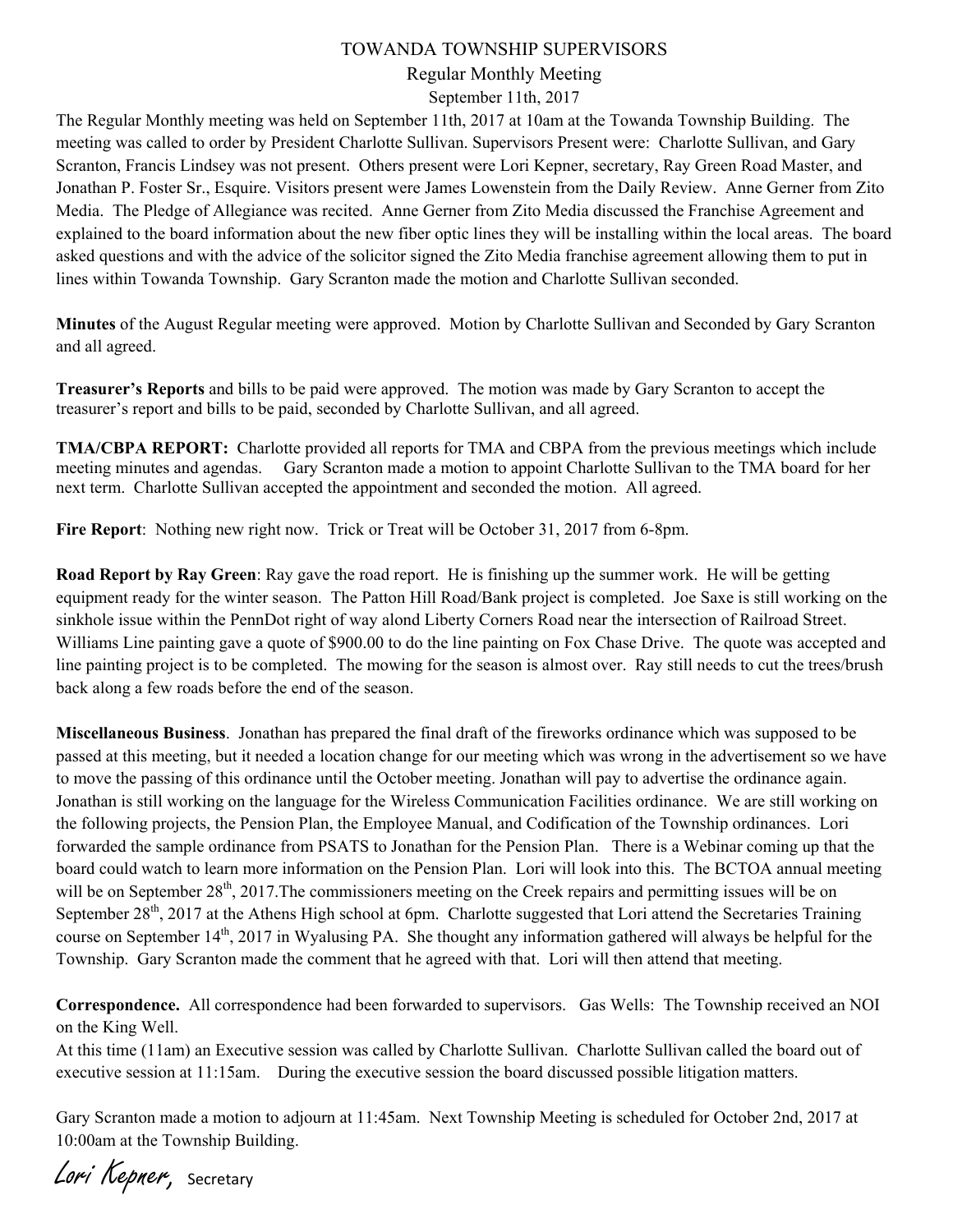# TOWANDA TOWNSHIP SUPERVISORS

## Regular Monthly Meeting

September 11th, 2017

The Regular Monthly meeting was held on September 11th, 2017 at 10am at the Towanda Township Building. The meeting was called to order by President Charlotte Sullivan. Supervisors Present were: Charlotte Sullivan, and Gary Scranton, Francis Lindsey was not present. Others present were Lori Kepner, secretary, Ray Green Road Master, and Jonathan P. Foster Sr., Esquire. Visitors present were James Lowenstein from the Daily Review. Anne Gerner from Zito Media. The Pledge of Allegiance was recited. Anne Gerner from Zito Media discussed the Franchise Agreement and explained to the board information about the new fiber optic lines they will be installing within the local areas. The board asked questions and with the advice of the solicitor signed the Zito Media franchise agreement allowing them to put in lines within Towanda Township. Gary Scranton made the motion and Charlotte Sullivan seconded.

**Minutes** of the August Regular meeting were approved. Motion by Charlotte Sullivan and Seconded by Gary Scranton and all agreed.

**Treasurer's Reports** and bills to be paid were approved. The motion was made by Gary Scranton to accept the treasurer's report and bills to be paid, seconded by Charlotte Sullivan, and all agreed.

**TMA/CBPA REPORT:** Charlotte provided all reports for TMA and CBPA from the previous meetings which include meeting minutes and agendas. Gary Scranton made a motion to appoint Charlotte Sullivan to the TMA board for her next term. Charlotte Sullivan accepted the appointment and seconded the motion. All agreed.

**Fire Report**: Nothing new right now. Trick or Treat will be October 31, 2017 from 6-8pm.

**Road Report by Ray Green**: Ray gave the road report. He is finishing up the summer work. He will be getting equipment ready for the winter season. The Patton Hill Road/Bank project is completed. Joe Saxe is still working on the sinkhole issue within the PennDot right of way alond Liberty Corners Road near the intersection of Railroad Street. Williams Line painting gave a quote of $900.00 to do the line painting on Fox Chase Drive. The quote was accepted and line painting project is to be completed. The mowing for the season is almost over. Ray still needs to cut the trees/brush back along a few roads before the end of the season.

**Miscellaneous Business**. Jonathan has prepared the final draft of the fireworks ordinance which was supposed to be passed at this meeting, but it needed a location change for our meeting which was wrong in the advertisement so we have to move the passing of this ordinance until the October meeting. Jonathan will pay to advertise the ordinance again. Jonathan is still working on the language for the Wireless Communication Facilities ordinance. We are still working on the following projects, the Pension Plan, the Employee Manual, and Codification of the Township ordinances. Lori forwarded the sample ordinance from PSATS to Jonathan for the Pension Plan. There is a Webinar coming up that the board could watch to learn more information on the Pension Plan. Lori will look into this. The BCTOA annual meeting will be on September 28th, 2017.The commissioners meeting on the Creek repairs and permitting issues will be on September 28th, 2017 at the Athens High school at 6pm. Charlotte suggested that Lori attend the Secretaries Training course on September 14th, 2017 in Wyalusing PA. She thought any information gathered will always be helpful for the Township. Gary Scranton made the comment that he agreed with that. Lori will then attend that meeting.

**Correspondence.** All correspondence had been forwarded to supervisors. Gas Wells: The Township received an NOI on the King Well.

At this time (11am) an Executive session was called by Charlotte Sullivan. Charlotte Sullivan called the board out of executive session at 11:15am. During the executive session the board discussed possible litigation matters.

Gary Scranton made a motion to adjourn at 11:45am. Next Township Meeting is scheduled for October 2nd, 2017 at 10:00am at the Township Building.

*Lori Kepner*, Secretary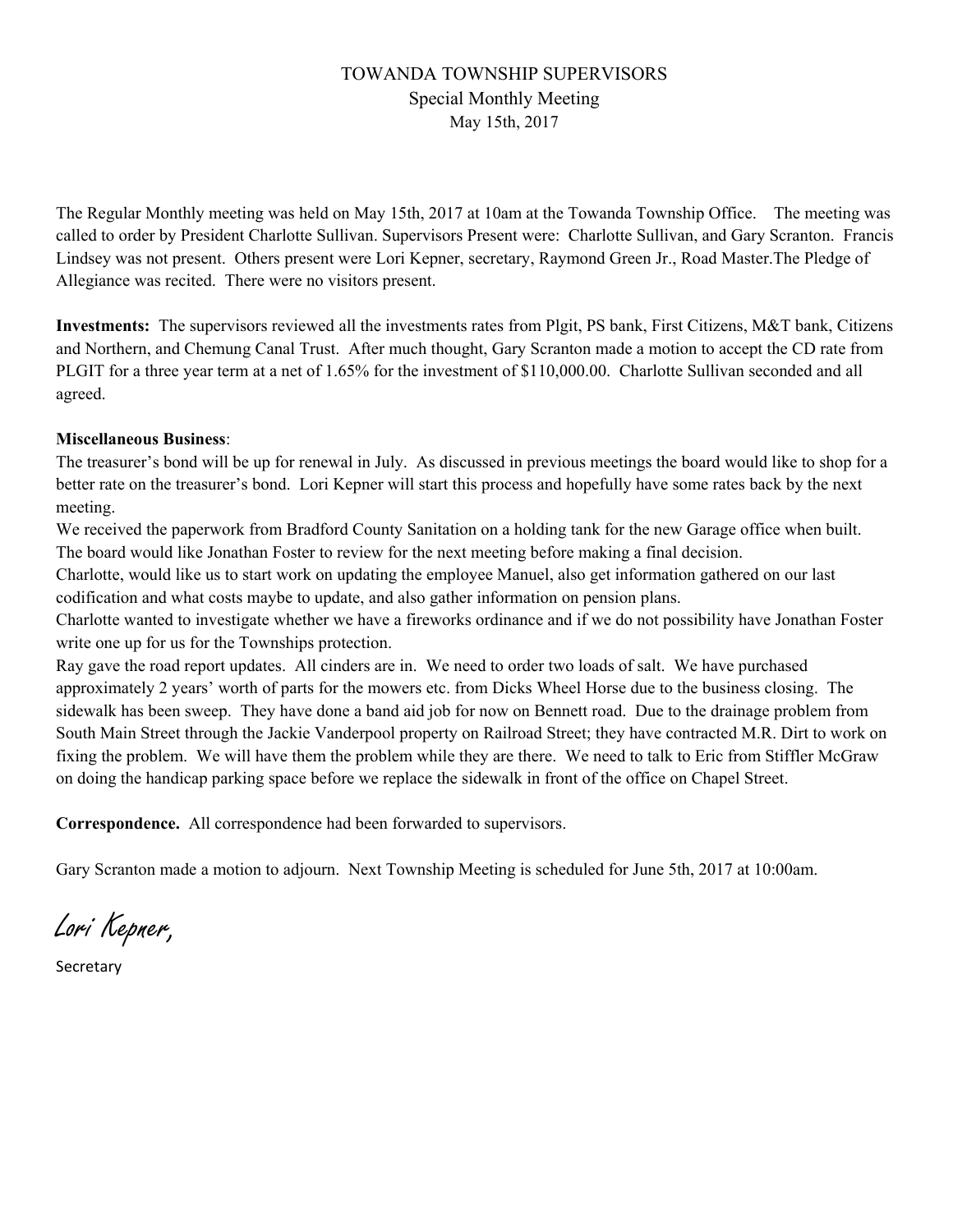# TOWANDA TOWNSHIP SUPERVISORS

Special Monthly Meeting

May 15th, 2017

The Regular Monthly meeting was held on May 15th, 2017 at 10am at the Towanda Township Office. The meeting was called to order by President Charlotte Sullivan. Supervisors Present were: Charlotte Sullivan, and Gary Scranton. Francis Lindsey was not present. Others present were Lori Kepner, secretary, Raymond Green Jr., Road Master.The Pledge of Allegiance was recited. There were no visitors present.

**Investments:** The supervisors reviewed all the investments rates from Plgit, PS bank, First Citizens, M&T bank, Citizens and Northern, and Chemung Canal Trust. After much thought, Gary Scranton made a motion to accept the CD rate from PLGIT for a three year term at a net of 1.65% for the investment of $110,000.00. Charlotte Sullivan seconded and all agreed.

**Miscellaneous Business**:

The treasurer's bond will be up for renewal in July. As discussed in previous meetings the board would like to shop for a better rate on the treasurer's bond. Lori Kepner will start this process and hopefully have some rates back by the next meeting.

We received the paperwork from Bradford County Sanitation on a holding tank for the new Garage office when built. The board would like Jonathan Foster to review for the next meeting before making a final decision.

Charlotte, would like us to start work on updating the employee Manuel, also get information gathered on our last codification and what costs maybe to update, and also gather information on pension plans.

Charlotte wanted to investigate whether we have a fireworks ordinance and if we do not possibility have Jonathan Foster write one up for us for the Townships protection.

Ray gave the road report updates. All cinders are in. We need to order two loads of salt. We have purchased approximately 2 years' worth of parts for the mowers etc. from Dicks Wheel Horse due to the business closing. The sidewalk has been sweep. They have done a band aid job for now on Bennett road. Due to the drainage problem from South Main Street through the Jackie Vanderpool property on Railroad Street; they have contracted M.R. Dirt to work on fixing the problem. We will have them the problem while they are there. We need to talk to Eric from Stiffler McGraw on doing the handicap parking space before we replace the sidewalk in front of the office on Chapel Street.

**Correspondence.** All correspondence had been forwarded to supervisors.

Gary Scranton made a motion to adjourn. Next Township Meeting is scheduled for June 5th, 2017 at 10:00am.

Lori Kepner,

Secretary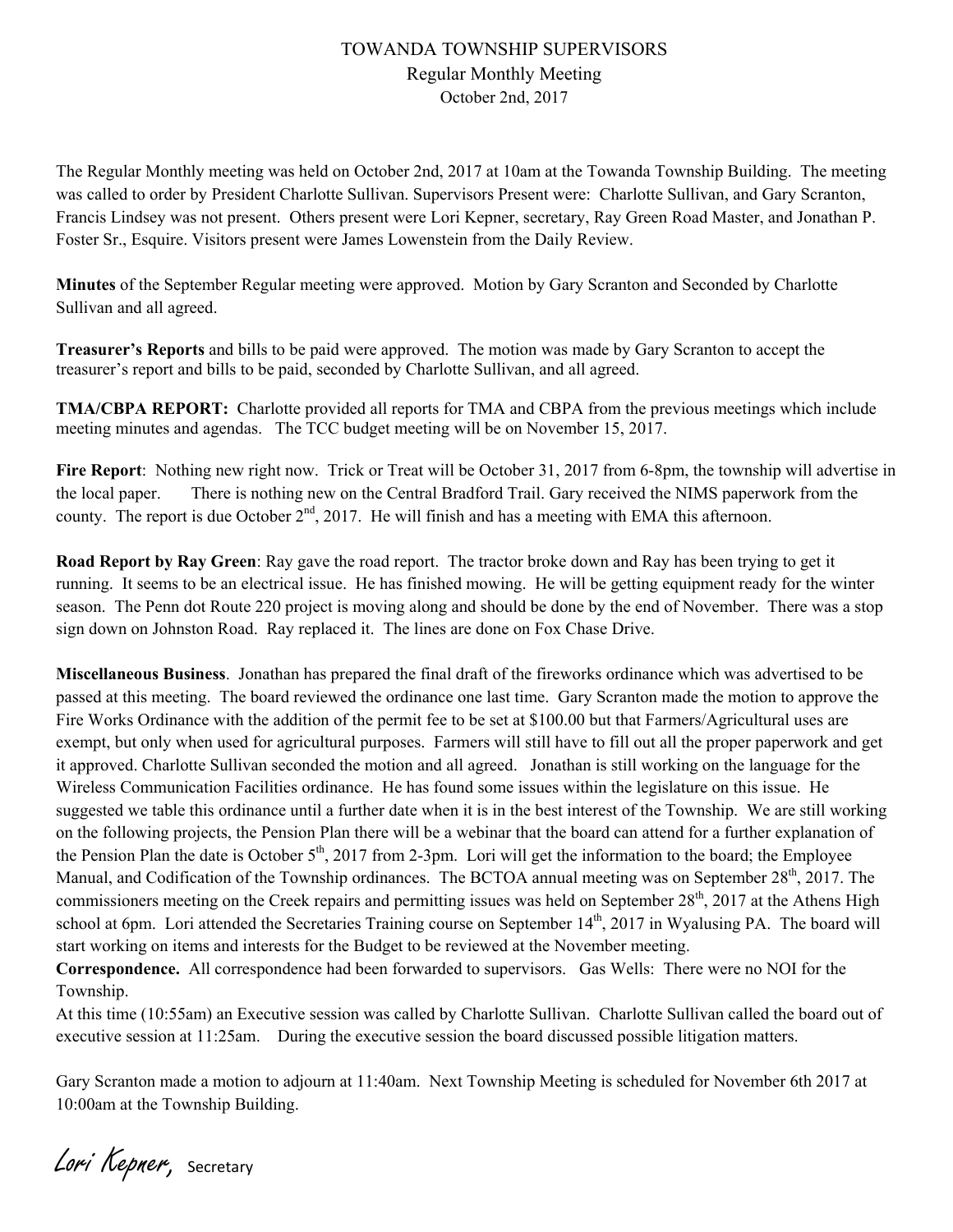# TOWANDA TOWNSHIP SUPERVISORS

## Regular Monthly Meeting

October 2nd, 2017

The Regular Monthly meeting was held on October 2nd, 2017 at 10am at the Towanda Township Building. The meeting was called to order by President Charlotte Sullivan. Supervisors Present were: Charlotte Sullivan, and Gary Scranton, Francis Lindsey was not present. Others present were Lori Kepner, secretary, Ray Green Road Master, and Jonathan P. Foster Sr., Esquire. Visitors present were James Lowenstein from the Daily Review.

**Minutes** of the September Regular meeting were approved. Motion by Gary Scranton and Seconded by Charlotte Sullivan and all agreed.

**Treasurer's Reports** and bills to be paid were approved. The motion was made by Gary Scranton to accept the treasurer's report and bills to be paid, seconded by Charlotte Sullivan, and all agreed.

**TMA/CBPA REPORT:** Charlotte provided all reports for TMA and CBPA from the previous meetings which include meeting minutes and agendas. The TCC budget meeting will be on November 15, 2017.

**Fire Report**: Nothing new right now. Trick or Treat will be October 31, 2017 from 6-8pm, the township will advertise in the local paper. There is nothing new on the Central Bradford Trail. Gary received the NIMS paperwork from the county. The report is due October 2nd, 2017. He will finish and has a meeting with EMA this afternoon.

**Road Report by Ray Green**: Ray gave the road report. The tractor broke down and Ray has been trying to get it running. It seems to be an electrical issue. He has finished mowing. He will be getting equipment ready for the winter season. The Penn dot Route 220 project is moving along and should be done by the end of November. There was a stop sign down on Johnston Road. Ray replaced it. The lines are done on Fox Chase Drive.

**Miscellaneous Business**. Jonathan has prepared the final draft of the fireworks ordinance which was advertised to be passed at this meeting. The board reviewed the ordinance one last time. Gary Scranton made the motion to approve the Fire Works Ordinance with the addition of the permit fee to be set at $100.00 but that Farmers/Agricultural uses are exempt, but only when used for agricultural purposes. Farmers will still have to fill out all the proper paperwork and get it approved. Charlotte Sullivan seconded the motion and all agreed. Jonathan is still working on the language for the Wireless Communication Facilities ordinance. He has found some issues within the legislature on this issue. He suggested we table this ordinance until a further date when it is in the best interest of the Township. We are still working on the following projects, the Pension Plan there will be a webinar that the board can attend for a further explanation of the Pension Plan the date is October 5th, 2017 from 2-3pm. Lori will get the information to the board; the Employee Manual, and Codification of the Township ordinances. The BCTOA annual meeting was on September 28th, 2017. The commissioners meeting on the Creek repairs and permitting issues was held on September 28th, 2017 at the Athens High school at 6pm. Lori attended the Secretaries Training course on September 14th, 2017 in Wyalusing PA. The board will start working on items and interests for the Budget to be reviewed at the November meeting.

**Correspondence.** All correspondence had been forwarded to supervisors. Gas Wells: There were no NOI for the Township.

At this time (10:55am) an Executive session was called by Charlotte Sullivan. Charlotte Sullivan called the board out of executive session at 11:25am. During the executive session the board discussed possible litigation matters.

Gary Scranton made a motion to adjourn at 11:40am. Next Township Meeting is scheduled for November 6th 2017 at 10:00am at the Township Building.

*Lori Kepner,* Secretary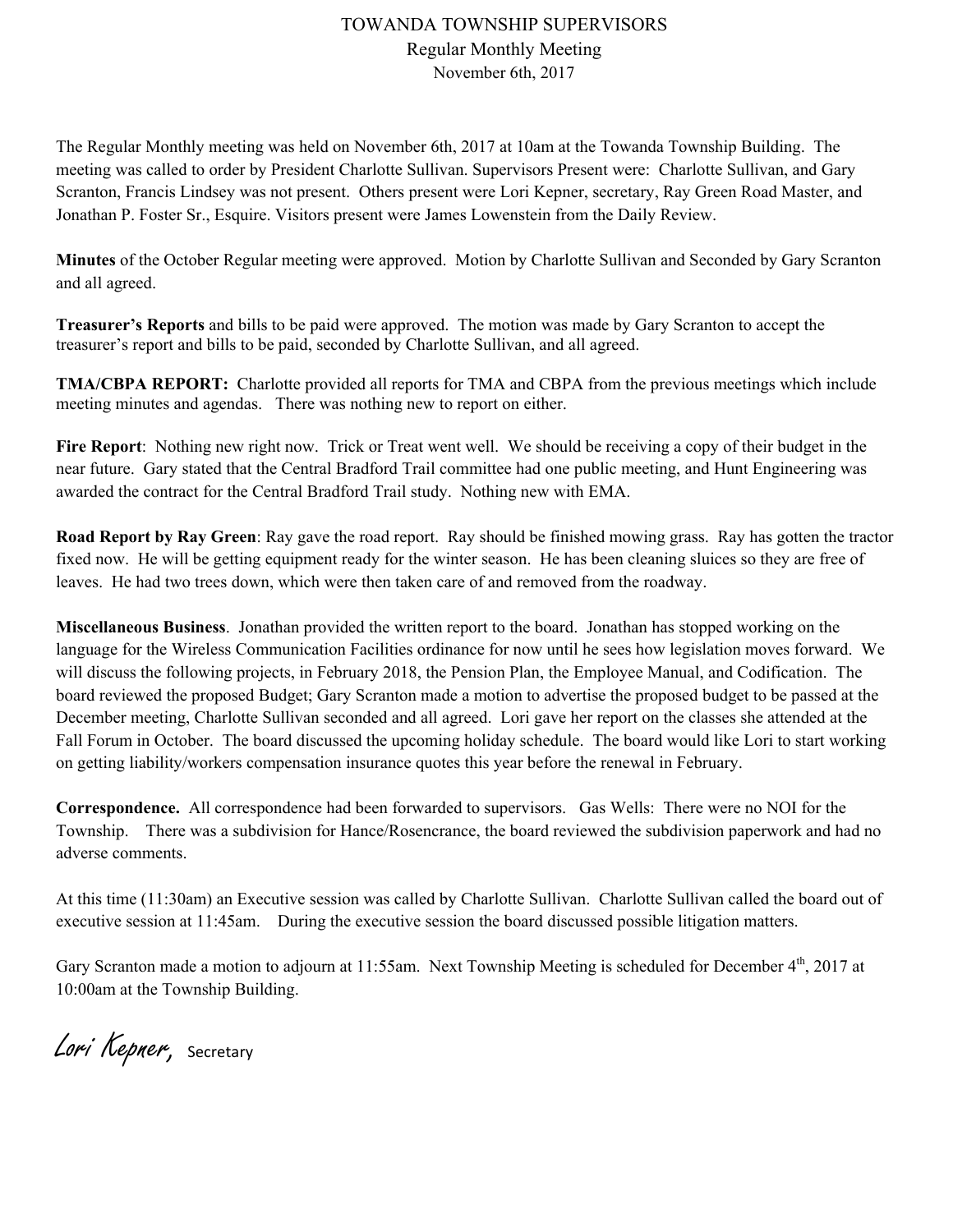# TOWANDA TOWNSHIP SUPERVISORS

Regular Monthly Meeting
November 6th, 2017

The Regular Monthly meeting was held on November 6th, 2017 at 10am at the Towanda Township Building. The meeting was called to order by President Charlotte Sullivan. Supervisors Present were: Charlotte Sullivan, and Gary Scranton, Francis Lindsey was not present. Others present were Lori Kepner, secretary, Ray Green Road Master, and Jonathan P. Foster Sr., Esquire. Visitors present were James Lowenstein from the Daily Review.

**Minutes** of the October Regular meeting were approved. Motion by Charlotte Sullivan and Seconded by Gary Scranton and all agreed.

**Treasurer's Reports** and bills to be paid were approved. The motion was made by Gary Scranton to accept the treasurer's report and bills to be paid, seconded by Charlotte Sullivan, and all agreed.

**TMA/CBPA REPORT:** Charlotte provided all reports for TMA and CBPA from the previous meetings which include meeting minutes and agendas. There was nothing new to report on either.

**Fire Report**: Nothing new right now. Trick or Treat went well. We should be receiving a copy of their budget in the near future. Gary stated that the Central Bradford Trail committee had one public meeting, and Hunt Engineering was awarded the contract for the Central Bradford Trail study. Nothing new with EMA.

**Road Report by Ray Green**: Ray gave the road report. Ray should be finished mowing grass. Ray has gotten the tractor fixed now. He will be getting equipment ready for the winter season. He has been cleaning sluices so they are free of leaves. He had two trees down, which were then taken care of and removed from the roadway.

**Miscellaneous Business**. Jonathan provided the written report to the board. Jonathan has stopped working on the language for the Wireless Communication Facilities ordinance for now until he sees how legislation moves forward. We will discuss the following projects, in February 2018, the Pension Plan, the Employee Manual, and Codification. The board reviewed the proposed Budget; Gary Scranton made a motion to advertise the proposed budget to be passed at the December meeting, Charlotte Sullivan seconded and all agreed. Lori gave her report on the classes she attended at the Fall Forum in October. The board discussed the upcoming holiday schedule. The board would like Lori to start working on getting liability/workers compensation insurance quotes this year before the renewal in February.

**Correspondence.** All correspondence had been forwarded to supervisors. Gas Wells: There were no NOI for the Township. There was a subdivision for Hance/Rosencrance, the board reviewed the subdivision paperwork and had no adverse comments.

At this time (11:30am) an Executive session was called by Charlotte Sullivan. Charlotte Sullivan called the board out of executive session at 11:45am. During the executive session the board discussed possible litigation matters.

Gary Scranton made a motion to adjourn at 11:55am. Next Township Meeting is scheduled for December 4th, 2017 at 10:00am at the Township Building.

*Lori Kepner*, Secretary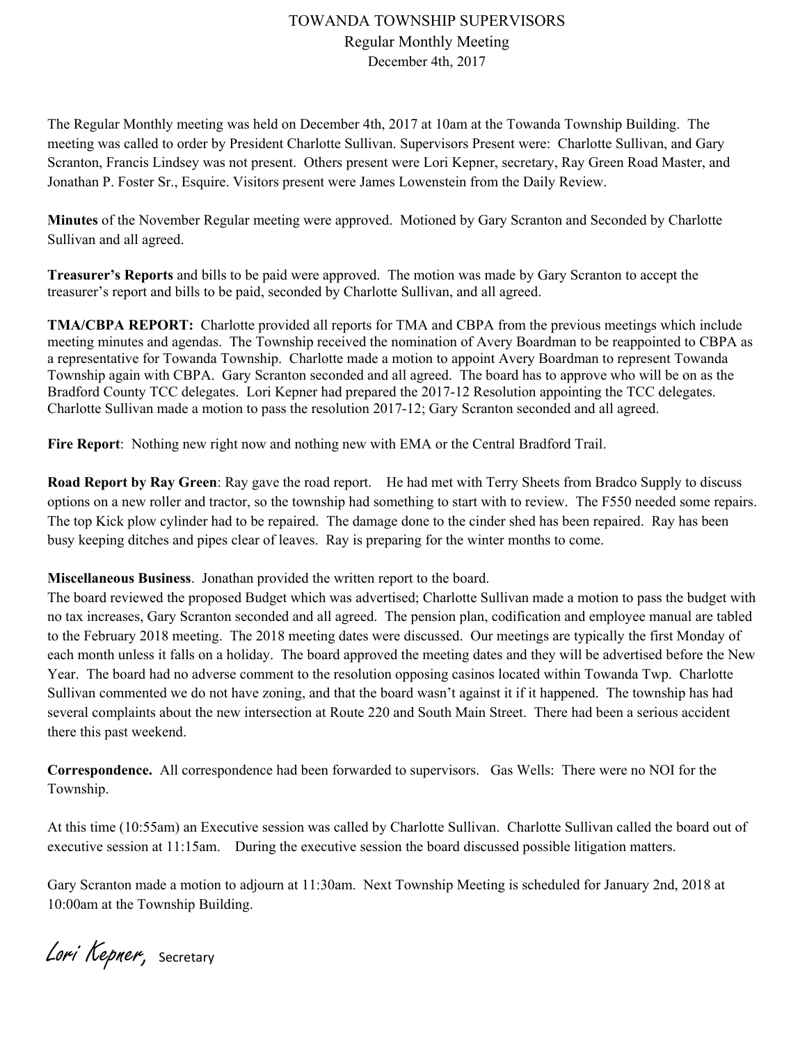# TOWANDA TOWNSHIP SUPERVISORS

Regular Monthly Meeting

December 4th, 2017

The Regular Monthly meeting was held on December 4th, 2017 at 10am at the Towanda Township Building. The meeting was called to order by President Charlotte Sullivan. Supervisors Present were: Charlotte Sullivan, and Gary Scranton, Francis Lindsey was not present. Others present were Lori Kepner, secretary, Ray Green Road Master, and Jonathan P. Foster Sr., Esquire. Visitors present were James Lowenstein from the Daily Review.

**Minutes** of the November Regular meeting were approved. Motioned by Gary Scranton and Seconded by Charlotte Sullivan and all agreed.

**Treasurer's Reports** and bills to be paid were approved. The motion was made by Gary Scranton to accept the treasurer's report and bills to be paid, seconded by Charlotte Sullivan, and all agreed.

**TMA/CBPA REPORT:** Charlotte provided all reports for TMA and CBPA from the previous meetings which include meeting minutes and agendas. The Township received the nomination of Avery Boardman to be reappointed to CBPA as a representative for Towanda Township. Charlotte made a motion to appoint Avery Boardman to represent Towanda Township again with CBPA. Gary Scranton seconded and all agreed. The board has to approve who will be on as the Bradford County TCC delegates. Lori Kepner had prepared the 2017-12 Resolution appointing the TCC delegates. Charlotte Sullivan made a motion to pass the resolution 2017-12; Gary Scranton seconded and all agreed.

**Fire Report**: Nothing new right now and nothing new with EMA or the Central Bradford Trail.

**Road Report by Ray Green**: Ray gave the road report. He had met with Terry Sheets from Bradco Supply to discuss options on a new roller and tractor, so the township had something to start with to review. The F550 needed some repairs. The top Kick plow cylinder had to be repaired. The damage done to the cinder shed has been repaired. Ray has been busy keeping ditches and pipes clear of leaves. Ray is preparing for the winter months to come.

**Miscellaneous Business**. Jonathan provided the written report to the board.

The board reviewed the proposed Budget which was advertised; Charlotte Sullivan made a motion to pass the budget with no tax increases, Gary Scranton seconded and all agreed. The pension plan, codification and employee manual are tabled to the February 2018 meeting. The 2018 meeting dates were discussed. Our meetings are typically the first Monday of each month unless it falls on a holiday. The board approved the meeting dates and they will be advertised before the New Year. The board had no adverse comment to the resolution opposing casinos located within Towanda Twp. Charlotte Sullivan commented we do not have zoning, and that the board wasn't against it if it happened. The township has had several complaints about the new intersection at Route 220 and South Main Street. There had been a serious accident there this past weekend.

**Correspondence.** All correspondence had been forwarded to supervisors. Gas Wells: There were no NOI for the Township.

At this time (10:55am) an Executive session was called by Charlotte Sullivan. Charlotte Sullivan called the board out of executive session at 11:15am. During the executive session the board discussed possible litigation matters.

Gary Scranton made a motion to adjourn at 11:30am. Next Township Meeting is scheduled for January 2nd, 2018 at 10:00am at the Township Building.

*Lori Kepner,* Secretary